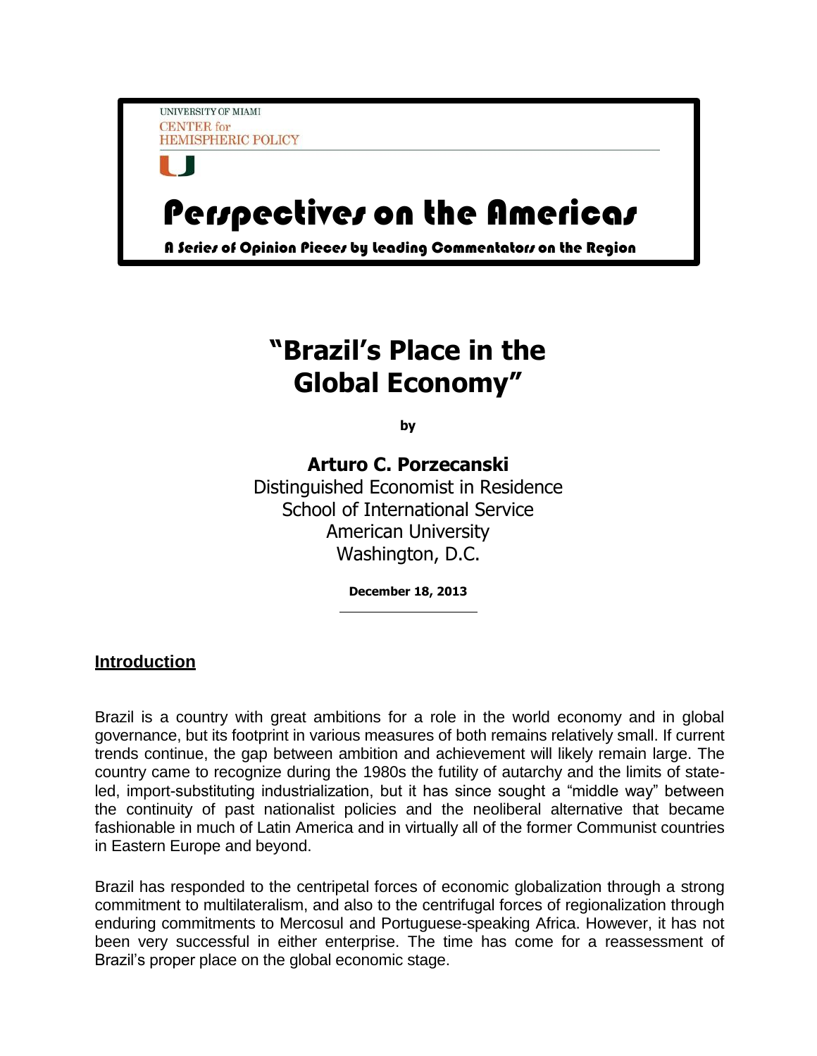UNIVERSITY OF MIAMI
CENTER for
HEMISPHERIC POLICY

# Perspectives on the Americas

**A Series of Opinion Pieces by Leading Commentators on the Region**

# "Brazil's Place in the Global Economy"

**by**

**Arturo C. Porzecanski**
Distinguished Economist in Residence
School of International Service
American University
Washington, D.C.

**December 18, 2013**

## Introduction

Brazil is a country with great ambitions for a role in the world economy and in global governance, but its footprint in various measures of both remains relatively small. If current trends continue, the gap between ambition and achievement will likely remain large. The country came to recognize during the 1980s the futility of autarchy and the limits of state-led, import-substituting industrialization, but it has since sought a "middle way" between the continuity of past nationalist policies and the neoliberal alternative that became fashionable in much of Latin America and in virtually all of the former Communist countries in Eastern Europe and beyond.

Brazil has responded to the centripetal forces of economic globalization through a strong commitment to multilateralism, and also to the centrifugal forces of regionalization through enduring commitments to Mercosul and Portuguese-speaking Africa. However, it has not been very successful in either enterprise. The time has come for a reassessment of Brazil's proper place on the global economic stage.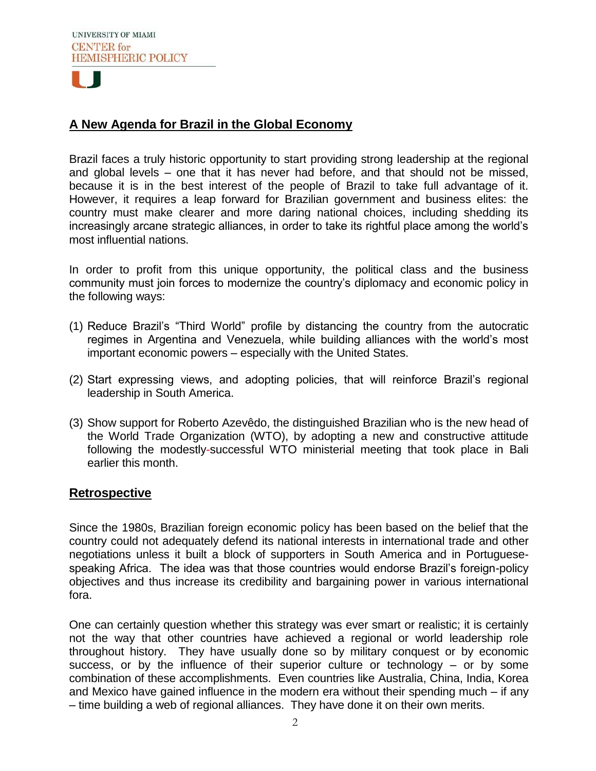## A New Agenda for Brazil in the Global Economy

Brazil faces a truly historic opportunity to start providing strong leadership at the regional and global levels – one that it has never had before, and that should not be missed, because it is in the best interest of the people of Brazil to take full advantage of it. However, it requires a leap forward for Brazilian government and business elites: the country must make clearer and more daring national choices, including shedding its increasingly arcane strategic alliances, in order to take its rightful place among the world's most influential nations.

In order to profit from this unique opportunity, the political class and the business community must join forces to modernize the country's diplomacy and economic policy in the following ways:

(1) Reduce Brazil's "Third World" profile by distancing the country from the autocratic regimes in Argentina and Venezuela, while building alliances with the world's most important economic powers – especially with the United States.

(2) Start expressing views, and adopting policies, that will reinforce Brazil's regional leadership in South America.

(3) Show support for Roberto Azevêdo, the distinguished Brazilian who is the new head of the World Trade Organization (WTO), by adopting a new and constructive attitude following the modestly-successful WTO ministerial meeting that took place in Bali earlier this month.

## Retrospective

Since the 1980s, Brazilian foreign economic policy has been based on the belief that the country could not adequately defend its national interests in international trade and other negotiations unless it built a block of supporters in South America and in Portuguese-speaking Africa. The idea was that those countries would endorse Brazil's foreign-policy objectives and thus increase its credibility and bargaining power in various international fora.

One can certainly question whether this strategy was ever smart or realistic; it is certainly not the way that other countries have achieved a regional or world leadership role throughout history. They have usually done so by military conquest or by economic success, or by the influence of their superior culture or technology – or by some combination of these accomplishments. Even countries like Australia, China, India, Korea and Mexico have gained influence in the modern era without their spending much – if any – time building a web of regional alliances. They have done it on their own merits.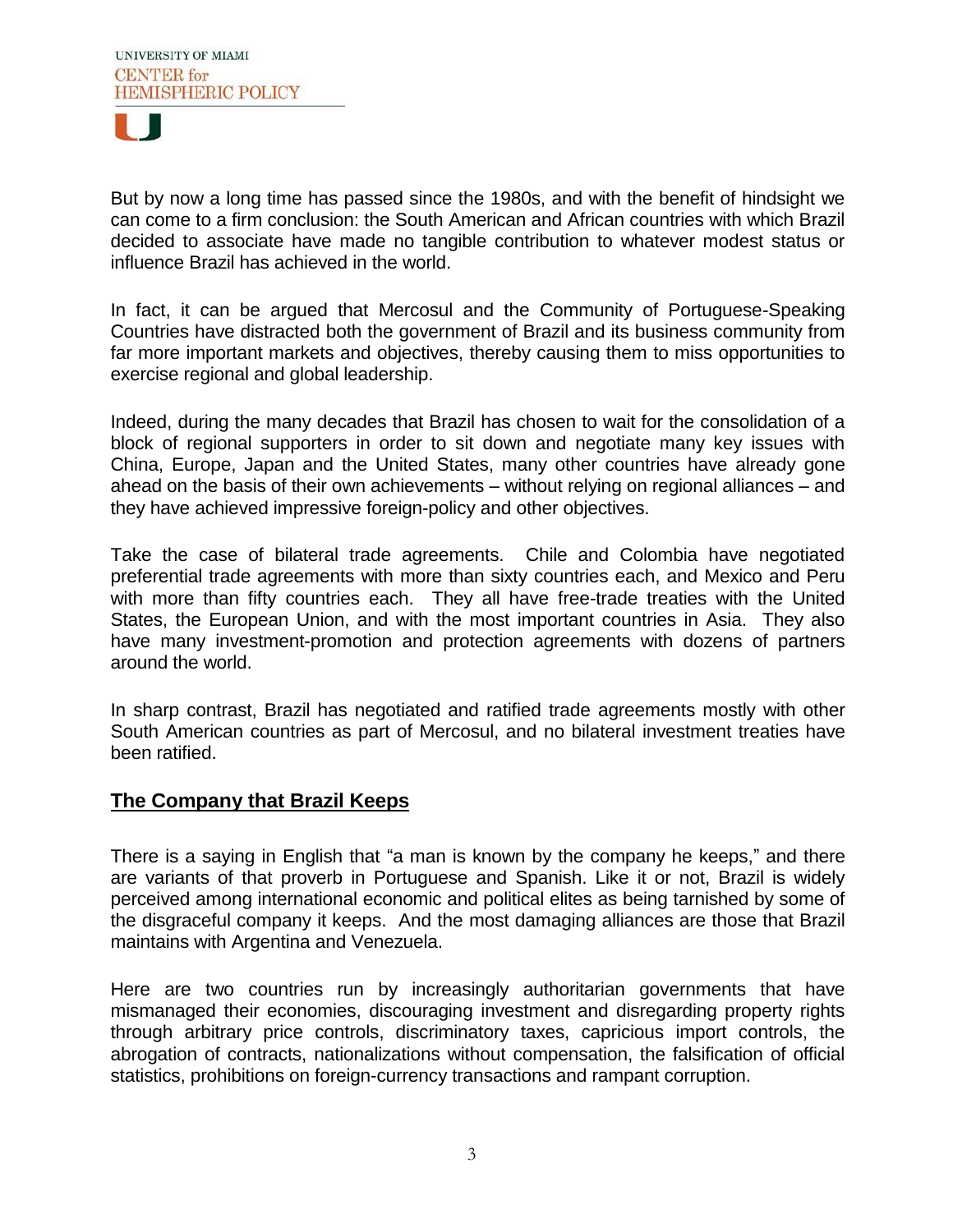But by now a long time has passed since the 1980s, and with the benefit of hindsight we can come to a firm conclusion: the South American and African countries with which Brazil decided to associate have made no tangible contribution to whatever modest status or influence Brazil has achieved in the world.

In fact, it can be argued that Mercosul and the Community of Portuguese-Speaking Countries have distracted both the government of Brazil and its business community from far more important markets and objectives, thereby causing them to miss opportunities to exercise regional and global leadership.

Indeed, during the many decades that Brazil has chosen to wait for the consolidation of a block of regional supporters in order to sit down and negotiate many key issues with China, Europe, Japan and the United States, many other countries have already gone ahead on the basis of their own achievements – without relying on regional alliances – and they have achieved impressive foreign-policy and other objectives.

Take the case of bilateral trade agreements. Chile and Colombia have negotiated preferential trade agreements with more than sixty countries each, and Mexico and Peru with more than fifty countries each. They all have free-trade treaties with the United States, the European Union, and with the most important countries in Asia. They also have many investment-promotion and protection agreements with dozens of partners around the world.

In sharp contrast, Brazil has negotiated and ratified trade agreements mostly with other South American countries as part of Mercosul, and no bilateral investment treaties have been ratified.

## The Company that Brazil Keeps

There is a saying in English that "a man is known by the company he keeps," and there are variants of that proverb in Portuguese and Spanish. Like it or not, Brazil is widely perceived among international economic and political elites as being tarnished by some of the disgraceful company it keeps. And the most damaging alliances are those that Brazil maintains with Argentina and Venezuela.

Here are two countries run by increasingly authoritarian governments that have mismanaged their economies, discouraging investment and disregarding property rights through arbitrary price controls, discriminatory taxes, capricious import controls, the abrogation of contracts, nationalizations without compensation, the falsification of official statistics, prohibitions on foreign-currency transactions and rampant corruption.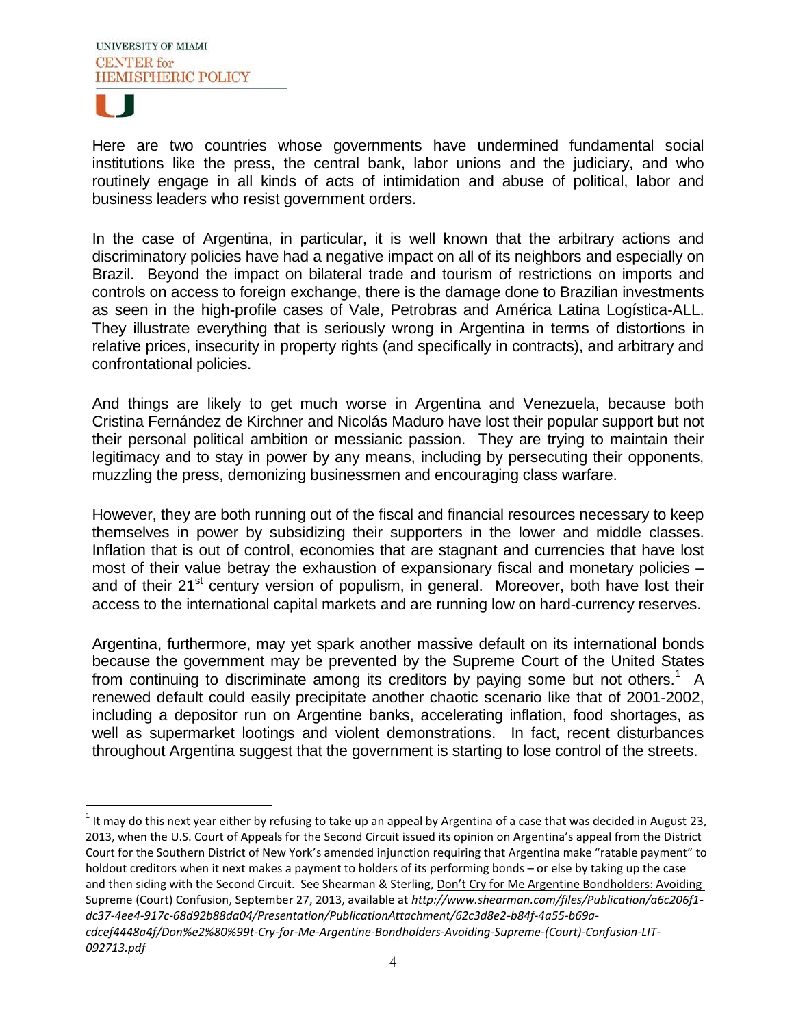Here are two countries whose governments have undermined fundamental social institutions like the press, the central bank, labor unions and the judiciary, and who routinely engage in all kinds of acts of intimidation and abuse of political, labor and business leaders who resist government orders.

In the case of Argentina, in particular, it is well known that the arbitrary actions and discriminatory policies have had a negative impact on all of its neighbors and especially on Brazil. Beyond the impact on bilateral trade and tourism of restrictions on imports and controls on access to foreign exchange, there is the damage done to Brazilian investments as seen in the high-profile cases of Vale, Petrobras and América Latina Logística-ALL. They illustrate everything that is seriously wrong in Argentina in terms of distortions in relative prices, insecurity in property rights (and specifically in contracts), and arbitrary and confrontational policies.

And things are likely to get much worse in Argentina and Venezuela, because both Cristina Fernández de Kirchner and Nicolás Maduro have lost their popular support but not their personal political ambition or messianic passion. They are trying to maintain their legitimacy and to stay in power by any means, including by persecuting their opponents, muzzling the press, demonizing businessmen and encouraging class warfare.

However, they are both running out of the fiscal and financial resources necessary to keep themselves in power by subsidizing their supporters in the lower and middle classes. Inflation that is out of control, economies that are stagnant and currencies that have lost most of their value betray the exhaustion of expansionary fiscal and monetary policies – and of their 21st century version of populism, in general. Moreover, both have lost their access to the international capital markets and are running low on hard-currency reserves.

Argentina, furthermore, may yet spark another massive default on its international bonds because the government may be prevented by the Supreme Court of the United States from continuing to discriminate among its creditors by paying some but not others.[1] A renewed default could easily precipitate another chaotic scenario like that of 2001-2002, including a depositor run on Argentine banks, accelerating inflation, food shortages, as well as supermarket lootings and violent demonstrations. In fact, recent disturbances throughout Argentina suggest that the government is starting to lose control of the streets.

---

[1] It may do this next year either by refusing to take up an appeal by Argentina of a case that was decided in August 23, 2013, when the U.S. Court of Appeals for the Second Circuit issued its opinion on Argentina's appeal from the District Court for the Southern District of New York's amended injunction requiring that Argentina make "ratable payment" to holdout creditors when it next makes a payment to holders of its performing bonds – or else by taking up the case and then siding with the Second Circuit. See Shearman & Sterling, Don't Cry for Me Argentine Bondholders: Avoiding Supreme (Court) Confusion, September 27, 2013, available at *http://www.shearman.com/files/Publication/a6c206f1-dc37-4ee4-917c-68d92b88da04/Presentation/PublicationAttachment/62c3d8e2-b84f-4a55-b69a-cdcef4448a4f/Don%e2%80%99t-Cry-for-Me-Argentine-Bondholders-Avoiding-Supreme-(Court)-Confusion-LIT-092713.pdf*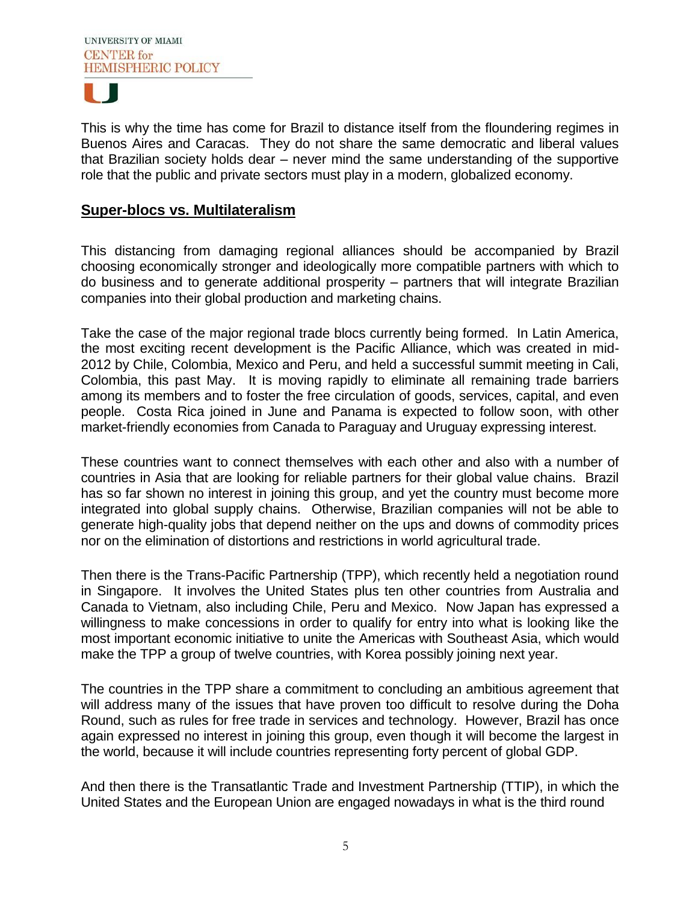This is why the time has come for Brazil to distance itself from the floundering regimes in Buenos Aires and Caracas. They do not share the same democratic and liberal values that Brazilian society holds dear – never mind the same understanding of the supportive role that the public and private sectors must play in a modern, globalized economy.

## Super-blocs vs. Multilateralism

This distancing from damaging regional alliances should be accompanied by Brazil choosing economically stronger and ideologically more compatible partners with which to do business and to generate additional prosperity – partners that will integrate Brazilian companies into their global production and marketing chains.

Take the case of the major regional trade blocs currently being formed. In Latin America, the most exciting recent development is the Pacific Alliance, which was created in mid-2012 by Chile, Colombia, Mexico and Peru, and held a successful summit meeting in Cali, Colombia, this past May. It is moving rapidly to eliminate all remaining trade barriers among its members and to foster the free circulation of goods, services, capital, and even people. Costa Rica joined in June and Panama is expected to follow soon, with other market-friendly economies from Canada to Paraguay and Uruguay expressing interest.

These countries want to connect themselves with each other and also with a number of countries in Asia that are looking for reliable partners for their global value chains. Brazil has so far shown no interest in joining this group, and yet the country must become more integrated into global supply chains. Otherwise, Brazilian companies will not be able to generate high-quality jobs that depend neither on the ups and downs of commodity prices nor on the elimination of distortions and restrictions in world agricultural trade.

Then there is the Trans-Pacific Partnership (TPP), which recently held a negotiation round in Singapore. It involves the United States plus ten other countries from Australia and Canada to Vietnam, also including Chile, Peru and Mexico. Now Japan has expressed a willingness to make concessions in order to qualify for entry into what is looking like the most important economic initiative to unite the Americas with Southeast Asia, which would make the TPP a group of twelve countries, with Korea possibly joining next year.

The countries in the TPP share a commitment to concluding an ambitious agreement that will address many of the issues that have proven too difficult to resolve during the Doha Round, such as rules for free trade in services and technology. However, Brazil has once again expressed no interest in joining this group, even though it will become the largest in the world, because it will include countries representing forty percent of global GDP.

And then there is the Transatlantic Trade and Investment Partnership (TTIP), in which the United States and the European Union are engaged nowadays in what is the third round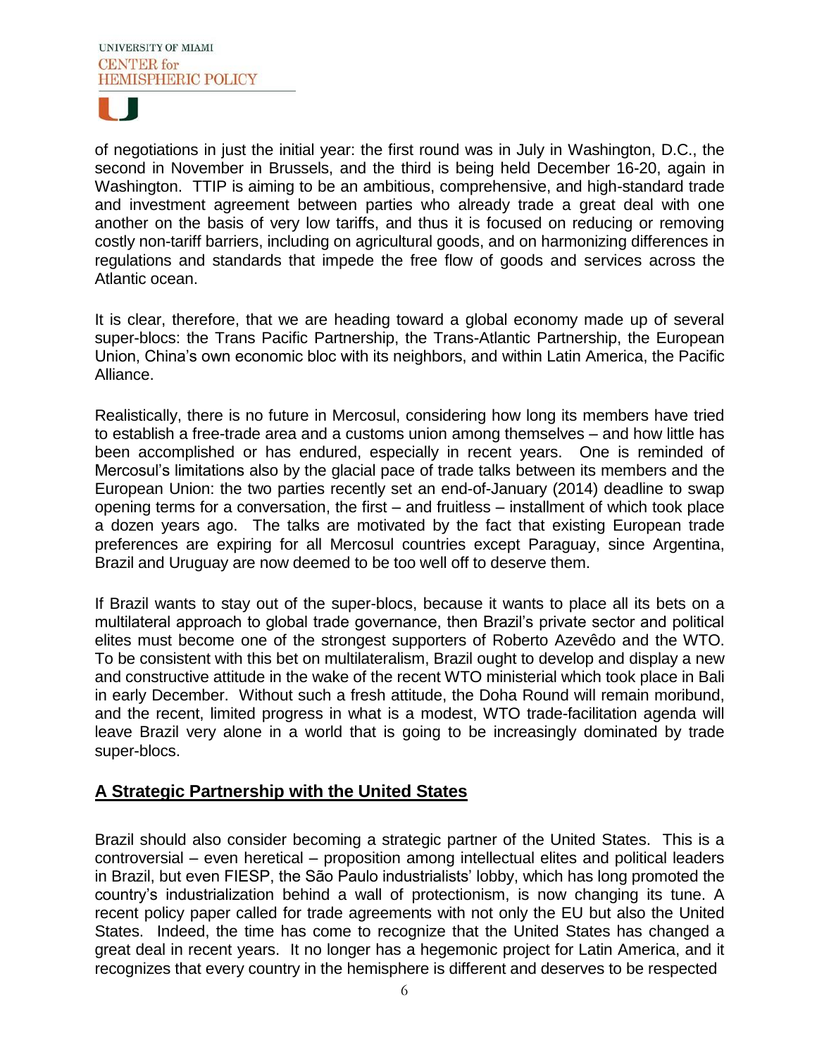of negotiations in just the initial year: the first round was in July in Washington, D.C., the second in November in Brussels, and the third is being held December 16-20, again in Washington. TTIP is aiming to be an ambitious, comprehensive, and high-standard trade and investment agreement between parties who already trade a great deal with one another on the basis of very low tariffs, and thus it is focused on reducing or removing costly non-tariff barriers, including on agricultural goods, and on harmonizing differences in regulations and standards that impede the free flow of goods and services across the Atlantic ocean.

It is clear, therefore, that we are heading toward a global economy made up of several super-blocs: the Trans Pacific Partnership, the Trans-Atlantic Partnership, the European Union, China's own economic bloc with its neighbors, and within Latin America, the Pacific Alliance.

Realistically, there is no future in Mercosul, considering how long its members have tried to establish a free-trade area and a customs union among themselves – and how little has been accomplished or has endured, especially in recent years. One is reminded of Mercosul's limitations also by the glacial pace of trade talks between its members and the European Union: the two parties recently set an end-of-January (2014) deadline to swap opening terms for a conversation, the first – and fruitless – installment of which took place a dozen years ago. The talks are motivated by the fact that existing European trade preferences are expiring for all Mercosul countries except Paraguay, since Argentina, Brazil and Uruguay are now deemed to be too well off to deserve them.

If Brazil wants to stay out of the super-blocs, because it wants to place all its bets on a multilateral approach to global trade governance, then Brazil's private sector and political elites must become one of the strongest supporters of Roberto Azevêdo and the WTO. To be consistent with this bet on multilateralism, Brazil ought to develop and display a new and constructive attitude in the wake of the recent WTO ministerial which took place in Bali in early December. Without such a fresh attitude, the Doha Round will remain moribund, and the recent, limited progress in what is a modest, WTO trade-facilitation agenda will leave Brazil very alone in a world that is going to be increasingly dominated by trade super-blocs.

## A Strategic Partnership with the United States

Brazil should also consider becoming a strategic partner of the United States. This is a controversial – even heretical – proposition among intellectual elites and political leaders in Brazil, but even FIESP, the São Paulo industrialists' lobby, which has long promoted the country's industrialization behind a wall of protectionism, is now changing its tune. A recent policy paper called for trade agreements with not only the EU but also the United States. Indeed, the time has come to recognize that the United States has changed a great deal in recent years. It no longer has a hegemonic project for Latin America, and it recognizes that every country in the hemisphere is different and deserves to be respected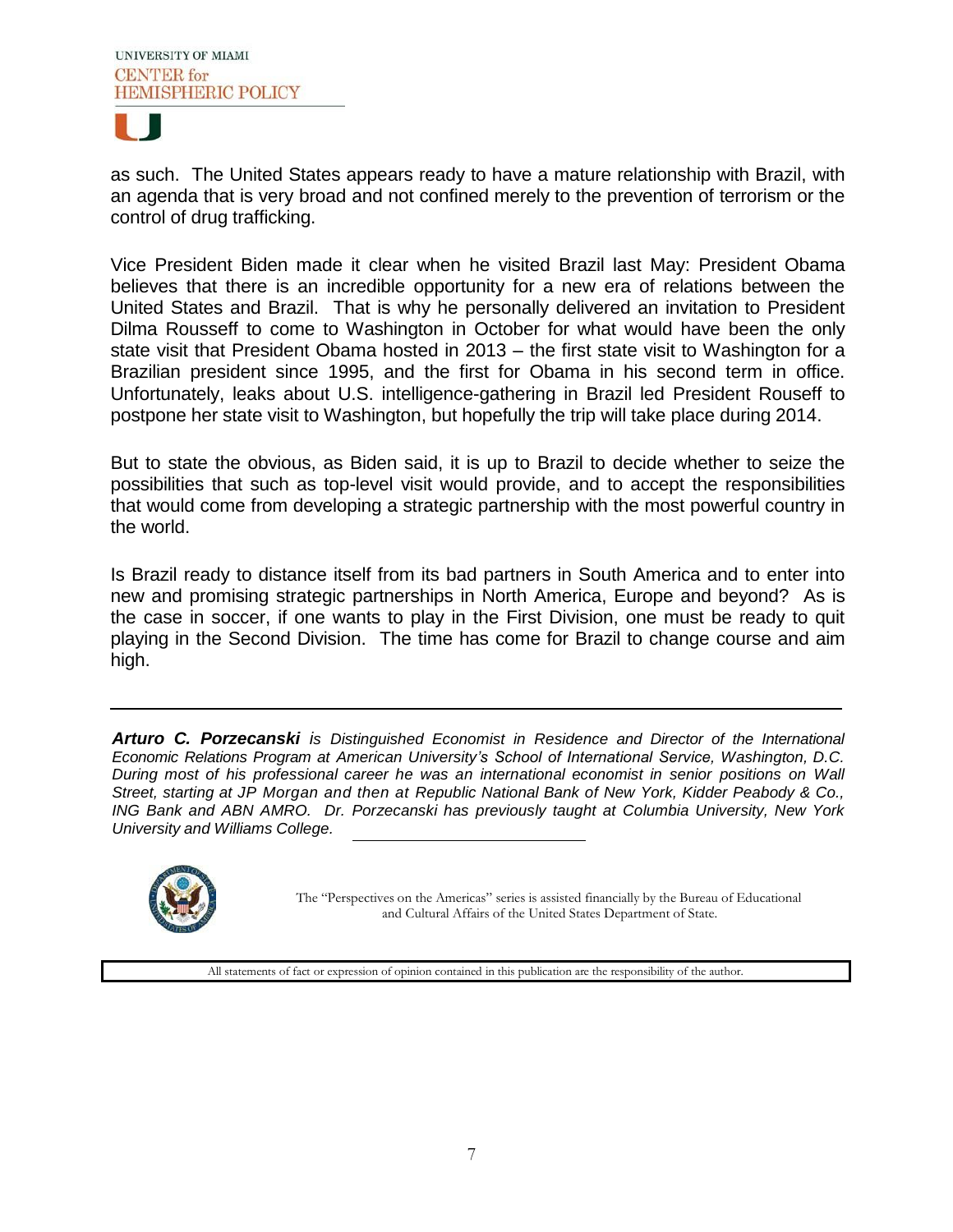as such. The United States appears ready to have a mature relationship with Brazil, with an agenda that is very broad and not confined merely to the prevention of terrorism or the control of drug trafficking.

Vice President Biden made it clear when he visited Brazil last May: President Obama believes that there is an incredible opportunity for a new era of relations between the United States and Brazil. That is why he personally delivered an invitation to President Dilma Rousseff to come to Washington in October for what would have been the only state visit that President Obama hosted in 2013 – the first state visit to Washington for a Brazilian president since 1995, and the first for Obama in his second term in office. Unfortunately, leaks about U.S. intelligence-gathering in Brazil led President Rouseff to postpone her state visit to Washington, but hopefully the trip will take place during 2014.

But to state the obvious, as Biden said, it is up to Brazil to decide whether to seize the possibilities that such as top-level visit would provide, and to accept the responsibilities that would come from developing a strategic partnership with the most powerful country in the world.

Is Brazil ready to distance itself from its bad partners in South America and to enter into new and promising strategic partnerships in North America, Europe and beyond? As is the case in soccer, if one wants to play in the First Division, one must be ready to quit playing in the Second Division. The time has come for Brazil to change course and aim high.

---

***Arturo C. Porzecanski*** *is Distinguished Economist in Residence and Director of the International Economic Relations Program at American University's School of International Service, Washington, D.C. During most of his professional career he was an international economist in senior positions on Wall Street, starting at JP Morgan and then at Republic National Bank of New York, Kidder Peabody & Co., ING Bank and ABN AMRO. Dr. Porzecanski has previously taught at Columbia University, New York University and Williams College.*

The "Perspectives on the Americas" series is assisted financially by the Bureau of Educational and Cultural Affairs of the United States Department of State.

All statements of fact or expression of opinion contained in this publication are the responsibility of the author.